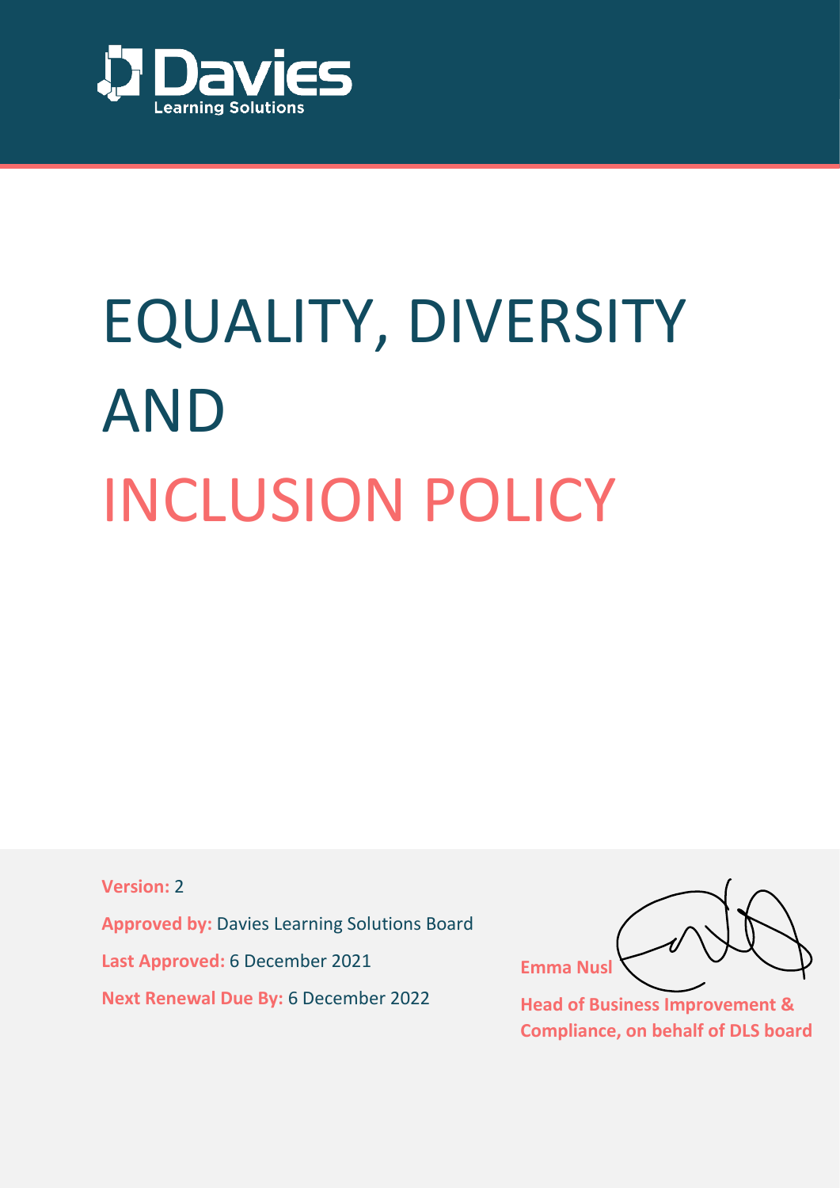Davies
Learning Solutions

# EQUALITY, DIVERSITY AND INCLUSION POLICY

**Version:** 2

**Approved by:** Davies Learning Solutions Board

**Last Approved:** 6 December 2021

**Next Renewal Due By:** 6 December 2022

**Emma Nusl**

**Head of Business Improvement & Compliance, on behalf of DLS board**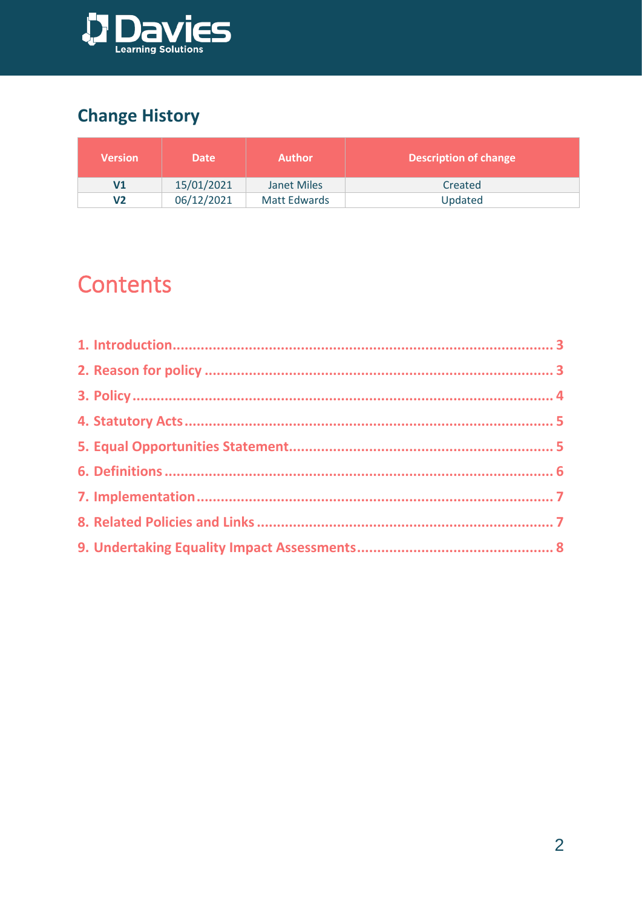## Change History

| Version | Date | Author | Description of change |
| --- | --- | --- | --- |
| **V1** | 15/01/2021 | Janet Miles | Created |
| **V2** | 06/12/2021 | Matt Edwards | Updated |

# Contents

1. Introduction ........................................................ 3
2. Reason for policy ................................................. 3
3. Policy ................................................................ 4
4. Statutory Acts ..................................................... 5
5. Equal Opportunities Statement ................................ 5
6. Definitions ......................................................... 6
7. Implementation ................................................... 7
8. Related Policies and Links ..................................... 7
9. Undertaking Equality Impact Assessments ................. 8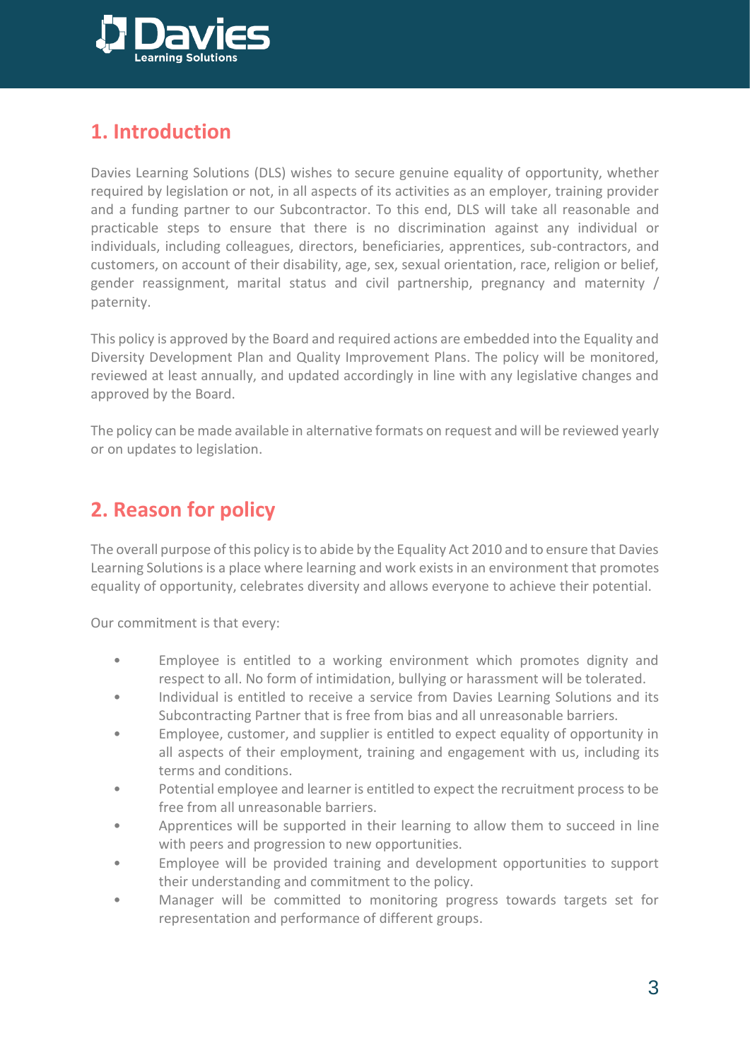## 1. Introduction

Davies Learning Solutions (DLS) wishes to secure genuine equality of opportunity, whether required by legislation or not, in all aspects of its activities as an employer, training provider and a funding partner to our Subcontractor. To this end, DLS will take all reasonable and practicable steps to ensure that there is no discrimination against any individual or individuals, including colleagues, directors, beneficiaries, apprentices, sub-contractors, and customers, on account of their disability, age, sex, sexual orientation, race, religion or belief, gender reassignment, marital status and civil partnership, pregnancy and maternity / paternity.

This policy is approved by the Board and required actions are embedded into the Equality and Diversity Development Plan and Quality Improvement Plans. The policy will be monitored, reviewed at least annually, and updated accordingly in line with any legislative changes and approved by the Board.

The policy can be made available in alternative formats on request and will be reviewed yearly or on updates to legislation.

## 2. Reason for policy

The overall purpose of this policy is to abide by the Equality Act 2010 and to ensure that Davies Learning Solutions is a place where learning and work exists in an environment that promotes equality of opportunity, celebrates diversity and allows everyone to achieve their potential.

Our commitment is that every:

- Employee is entitled to a working environment which promotes dignity and respect to all. No form of intimidation, bullying or harassment will be tolerated.
- Individual is entitled to receive a service from Davies Learning Solutions and its Subcontracting Partner that is free from bias and all unreasonable barriers.
- Employee, customer, and supplier is entitled to expect equality of opportunity in all aspects of their employment, training and engagement with us, including its terms and conditions.
- Potential employee and learner is entitled to expect the recruitment process to be free from all unreasonable barriers.
- Apprentices will be supported in their learning to allow them to succeed in line with peers and progression to new opportunities.
- Employee will be provided training and development opportunities to support their understanding and commitment to the policy.
- Manager will be committed to monitoring progress towards targets set for representation and performance of different groups.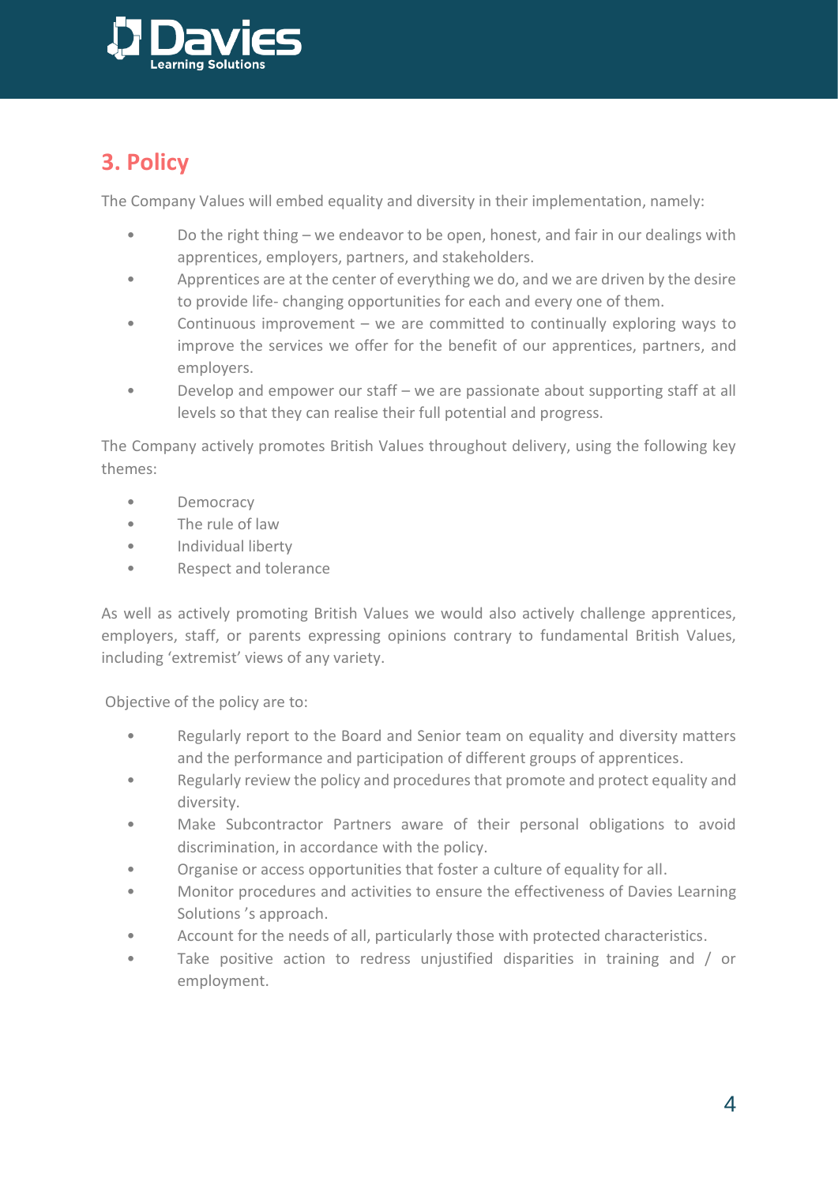## 3. Policy

The Company Values will embed equality and diversity in their implementation, namely:

- Do the right thing – we endeavor to be open, honest, and fair in our dealings with apprentices, employers, partners, and stakeholders.
- Apprentices are at the center of everything we do, and we are driven by the desire to provide life- changing opportunities for each and every one of them.
- Continuous improvement – we are committed to continually exploring ways to improve the services we offer for the benefit of our apprentices, partners, and employers.
- Develop and empower our staff – we are passionate about supporting staff at all levels so that they can realise their full potential and progress.

The Company actively promotes British Values throughout delivery, using the following key themes:

- Democracy
- The rule of law
- Individual liberty
- Respect and tolerance

As well as actively promoting British Values we would also actively challenge apprentices, employers, staff, or parents expressing opinions contrary to fundamental British Values, including 'extremist' views of any variety.

Objective of the policy are to:

- Regularly report to the Board and Senior team on equality and diversity matters and the performance and participation of different groups of apprentices.
- Regularly review the policy and procedures that promote and protect equality and diversity.
- Make Subcontractor Partners aware of their personal obligations to avoid discrimination, in accordance with the policy.
- Organise or access opportunities that foster a culture of equality for all.
- Monitor procedures and activities to ensure the effectiveness of Davies Learning Solutions 's approach.
- Account for the needs of all, particularly those with protected characteristics.
- Take positive action to redress unjustified disparities in training and / or employment.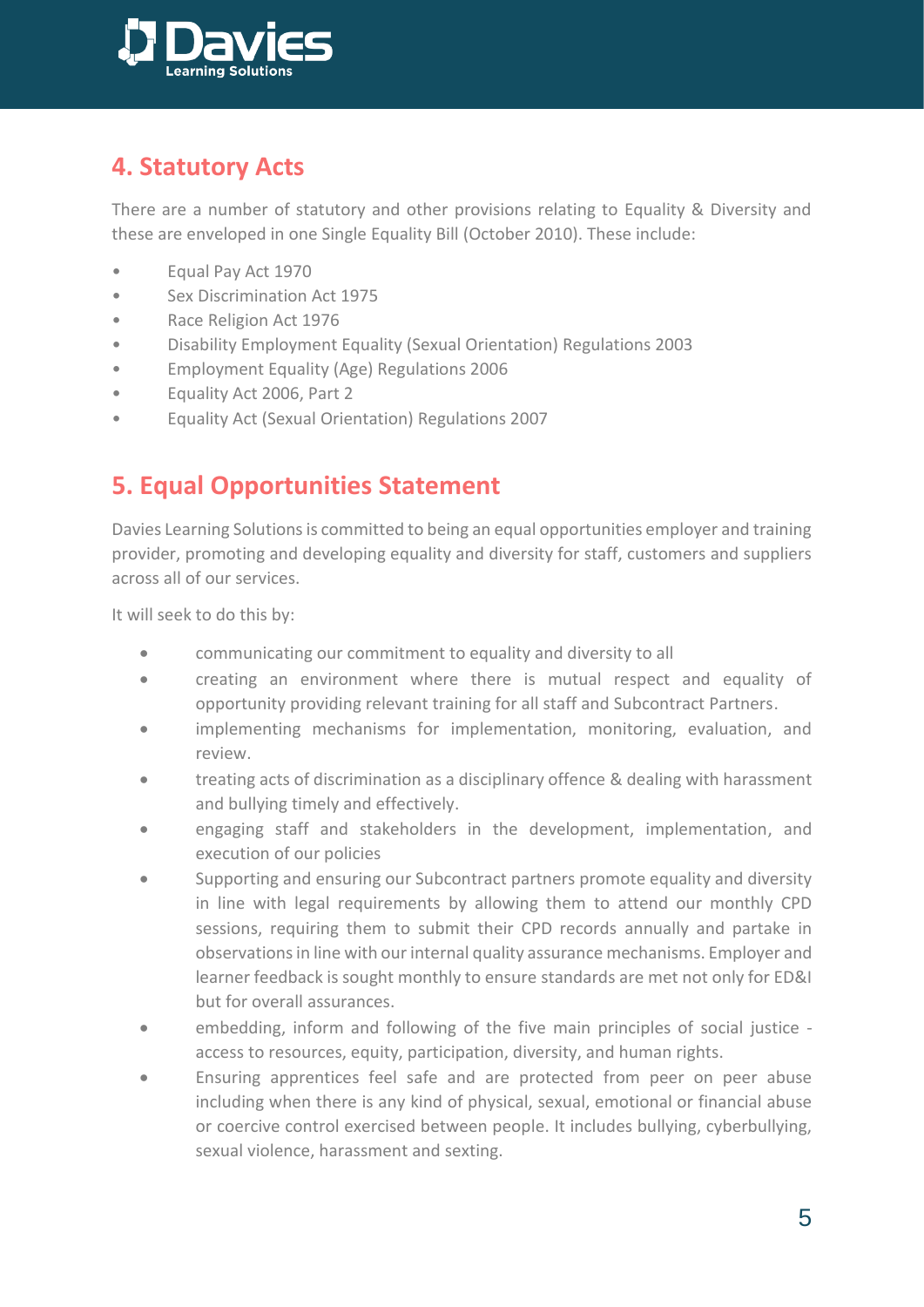## 4. Statutory Acts

There are a number of statutory and other provisions relating to Equality & Diversity and these are enveloped in one Single Equality Bill (October 2010). These include:

- Equal Pay Act 1970
- Sex Discrimination Act 1975
- Race Religion Act 1976
- Disability Employment Equality (Sexual Orientation) Regulations 2003
- Employment Equality (Age) Regulations 2006
- Equality Act 2006, Part 2
- Equality Act (Sexual Orientation) Regulations 2007

## 5. Equal Opportunities Statement

Davies Learning Solutions is committed to being an equal opportunities employer and training provider, promoting and developing equality and diversity for staff, customers and suppliers across all of our services.

It will seek to do this by:

- communicating our commitment to equality and diversity to all
- creating an environment where there is mutual respect and equality of opportunity providing relevant training for all staff and Subcontract Partners.
- implementing mechanisms for implementation, monitoring, evaluation, and review.
- treating acts of discrimination as a disciplinary offence & dealing with harassment and bullying timely and effectively.
- engaging staff and stakeholders in the development, implementation, and execution of our policies
- Supporting and ensuring our Subcontract partners promote equality and diversity in line with legal requirements by allowing them to attend our monthly CPD sessions, requiring them to submit their CPD records annually and partake in observations in line with our internal quality assurance mechanisms. Employer and learner feedback is sought monthly to ensure standards are met not only for ED&I but for overall assurances.
- embedding, inform and following of the five main principles of social justice - access to resources, equity, participation, diversity, and human rights.
- Ensuring apprentices feel safe and are protected from peer on peer abuse including when there is any kind of physical, sexual, emotional or financial abuse or coercive control exercised between people. It includes bullying, cyberbullying, sexual violence, harassment and sexting.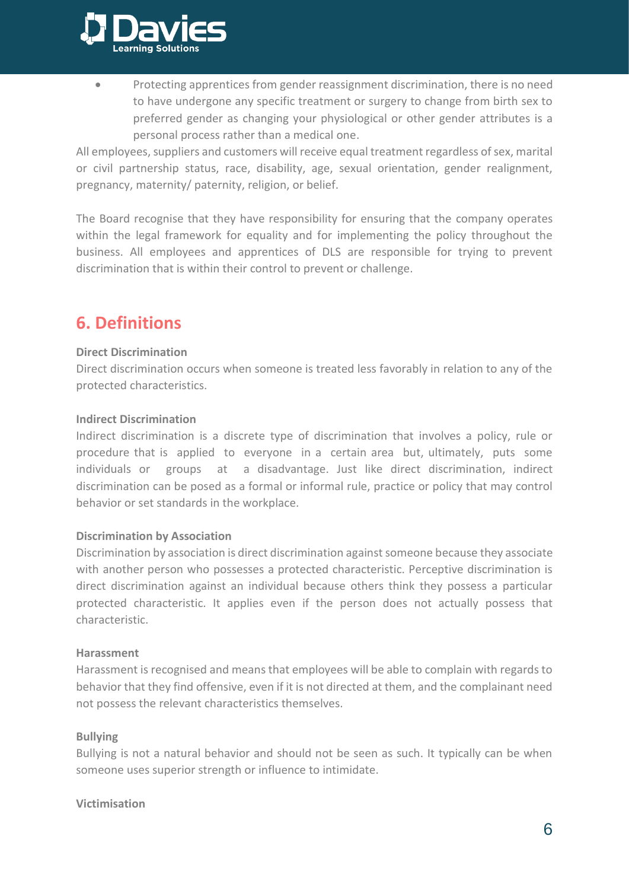- Protecting apprentices from gender reassignment discrimination, there is no need to have undergone any specific treatment or surgery to change from birth sex to preferred gender as changing your physiological or other gender attributes is a personal process rather than a medical one.

All employees, suppliers and customers will receive equal treatment regardless of sex, marital or civil partnership status, race, disability, age, sexual orientation, gender realignment, pregnancy, maternity/ paternity, religion, or belief.

The Board recognise that they have responsibility for ensuring that the company operates within the legal framework for equality and for implementing the policy throughout the business. All employees and apprentices of DLS are responsible for trying to prevent discrimination that is within their control to prevent or challenge.

## 6. Definitions

**Direct Discrimination**

Direct discrimination occurs when someone is treated less favorably in relation to any of the protected characteristics.

**Indirect Discrimination**

Indirect discrimination is a discrete type of discrimination that involves a policy, rule or procedure that is applied to everyone in a certain area but, ultimately, puts some individuals or groups at a disadvantage. Just like direct discrimination, indirect discrimination can be posed as a formal or informal rule, practice or policy that may control behavior or set standards in the workplace.

**Discrimination by Association**

Discrimination by association is direct discrimination against someone because they associate with another person who possesses a protected characteristic. Perceptive discrimination is direct discrimination against an individual because others think they possess a particular protected characteristic. It applies even if the person does not actually possess that characteristic.

**Harassment**

Harassment is recognised and means that employees will be able to complain with regards to behavior that they find offensive, even if it is not directed at them, and the complainant need not possess the relevant characteristics themselves.

**Bullying**

Bullying is not a natural behavior and should not be seen as such. It typically can be when someone uses superior strength or influence to intimidate.

**Victimisation**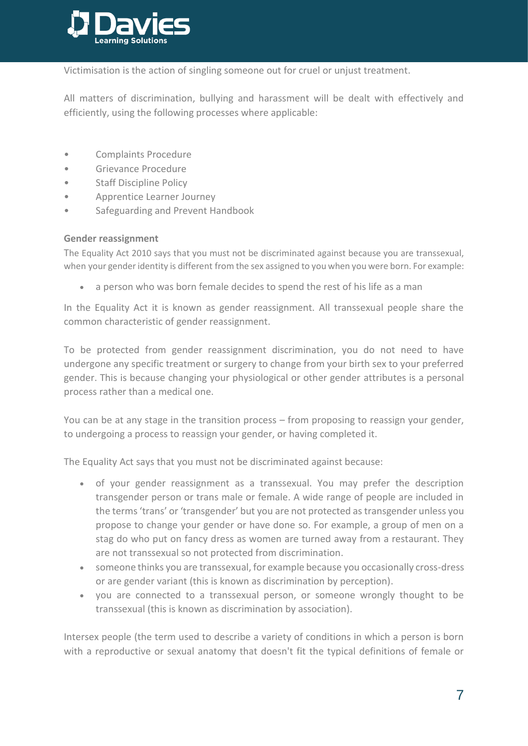Victimisation is the action of singling someone out for cruel or unjust treatment.

All matters of discrimination, bullying and harassment will be dealt with effectively and efficiently, using the following processes where applicable:

- Complaints Procedure
- Grievance Procedure
- Staff Discipline Policy
- Apprentice Learner Journey
- Safeguarding and Prevent Handbook

**Gender reassignment**

The Equality Act 2010 says that you must not be discriminated against because you are transsexual, when your gender identity is different from the sex assigned to you when you were born. For example:

- a person who was born female decides to spend the rest of his life as a man

In the Equality Act it is known as gender reassignment. All transsexual people share the common characteristic of gender reassignment.

To be protected from gender reassignment discrimination, you do not need to have undergone any specific treatment or surgery to change from your birth sex to your preferred gender. This is because changing your physiological or other gender attributes is a personal process rather than a medical one.

You can be at any stage in the transition process – from proposing to reassign your gender, to undergoing a process to reassign your gender, or having completed it.

The Equality Act says that you must not be discriminated against because:

- of your gender reassignment as a transsexual. You may prefer the description transgender person or trans male or female. A wide range of people are included in the terms 'trans' or 'transgender' but you are not protected as transgender unless you propose to change your gender or have done so. For example, a group of men on a stag do who put on fancy dress as women are turned away from a restaurant. They are not transsexual so not protected from discrimination.
- someone thinks you are transsexual, for example because you occasionally cross-dress or are gender variant (this is known as discrimination by perception).
- you are connected to a transsexual person, or someone wrongly thought to be transsexual (this is known as discrimination by association).

Intersex people (the term used to describe a variety of conditions in which a person is born with a reproductive or sexual anatomy that doesn't fit the typical definitions of female or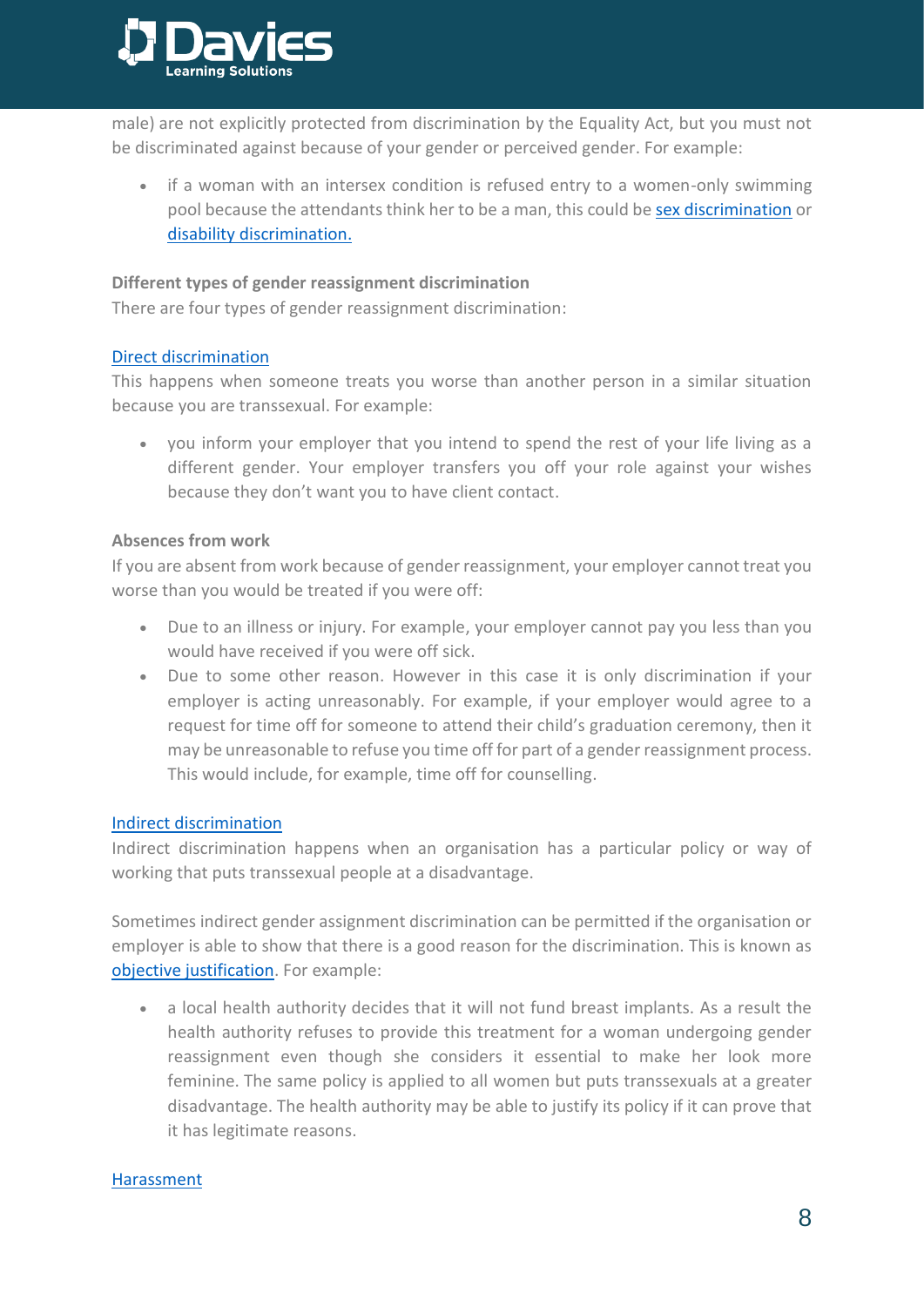male) are not explicitly protected from discrimination by the Equality Act, but you must not be discriminated against because of your gender or perceived gender. For example:

- if a woman with an intersex condition is refused entry to a women-only swimming pool because the attendants think her to be a man, this could be sex discrimination or disability discrimination.

**Different types of gender reassignment discrimination**

There are four types of gender reassignment discrimination:

Direct discrimination

This happens when someone treats you worse than another person in a similar situation because you are transsexual. For example:

- you inform your employer that you intend to spend the rest of your life living as a different gender. Your employer transfers you off your role against your wishes because they don't want you to have client contact.

**Absences from work**

If you are absent from work because of gender reassignment, your employer cannot treat you worse than you would be treated if you were off:

- Due to an illness or injury. For example, your employer cannot pay you less than you would have received if you were off sick.
- Due to some other reason. However in this case it is only discrimination if your employer is acting unreasonably. For example, if your employer would agree to a request for time off for someone to attend their child's graduation ceremony, then it may be unreasonable to refuse you time off for part of a gender reassignment process. This would include, for example, time off for counselling.

Indirect discrimination

Indirect discrimination happens when an organisation has a particular policy or way of working that puts transsexual people at a disadvantage.

Sometimes indirect gender assignment discrimination can be permitted if the organisation or employer is able to show that there is a good reason for the discrimination. This is known as objective justification. For example:

- a local health authority decides that it will not fund breast implants. As a result the health authority refuses to provide this treatment for a woman undergoing gender reassignment even though she considers it essential to make her look more feminine. The same policy is applied to all women but puts transsexuals at a greater disadvantage. The health authority may be able to justify its policy if it can prove that it has legitimate reasons.

Harassment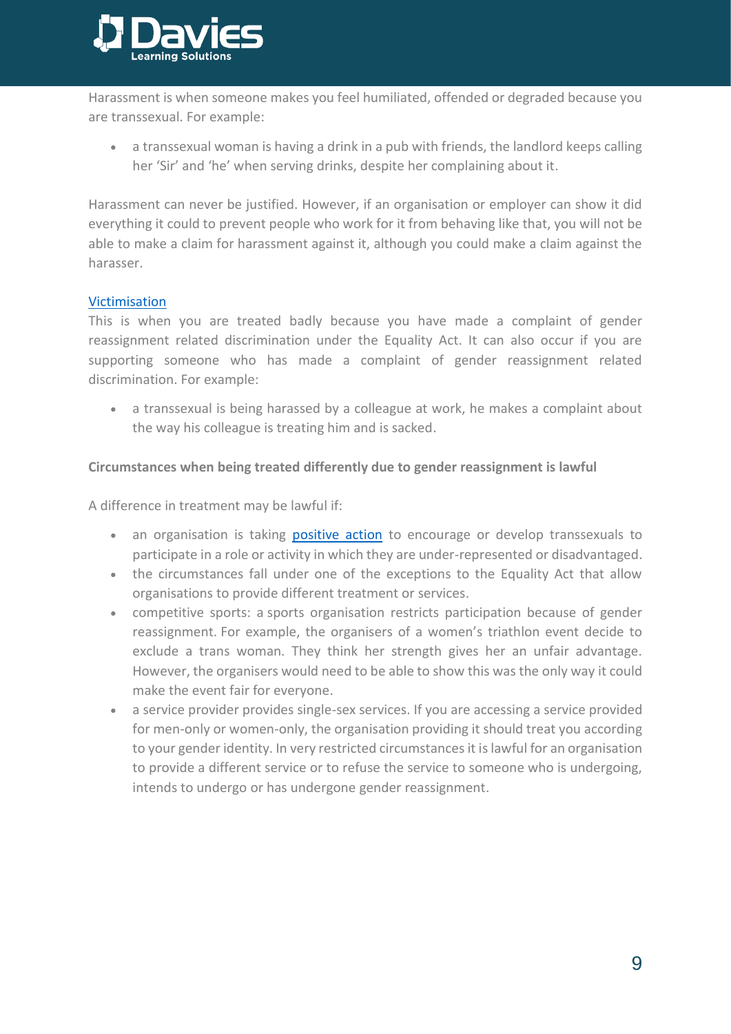Harassment is when someone makes you feel humiliated, offended or degraded because you are transsexual. For example:

- a transsexual woman is having a drink in a pub with friends, the landlord keeps calling her 'Sir' and 'he' when serving drinks, despite her complaining about it.

Harassment can never be justified. However, if an organisation or employer can show it did everything it could to prevent people who work for it from behaving like that, you will not be able to make a claim for harassment against it, although you could make a claim against the harasser.

Victimisation

This is when you are treated badly because you have made a complaint of gender reassignment related discrimination under the Equality Act. It can also occur if you are supporting someone who has made a complaint of gender reassignment related discrimination. For example:

- a transsexual is being harassed by a colleague at work, he makes a complaint about the way his colleague is treating him and is sacked.

**Circumstances when being treated differently due to gender reassignment is lawful**

A difference in treatment may be lawful if:

- an organisation is taking positive action to encourage or develop transsexuals to participate in a role or activity in which they are under-represented or disadvantaged.
- the circumstances fall under one of the exceptions to the Equality Act that allow organisations to provide different treatment or services.
- competitive sports: a sports organisation restricts participation because of gender reassignment. For example, the organisers of a women's triathlon event decide to exclude a trans woman. They think her strength gives her an unfair advantage. However, the organisers would need to be able to show this was the only way it could make the event fair for everyone.
- a service provider provides single-sex services. If you are accessing a service provided for men-only or women-only, the organisation providing it should treat you according to your gender identity. In very restricted circumstances it is lawful for an organisation to provide a different service or to refuse the service to someone who is undergoing, intends to undergo or has undergone gender reassignment.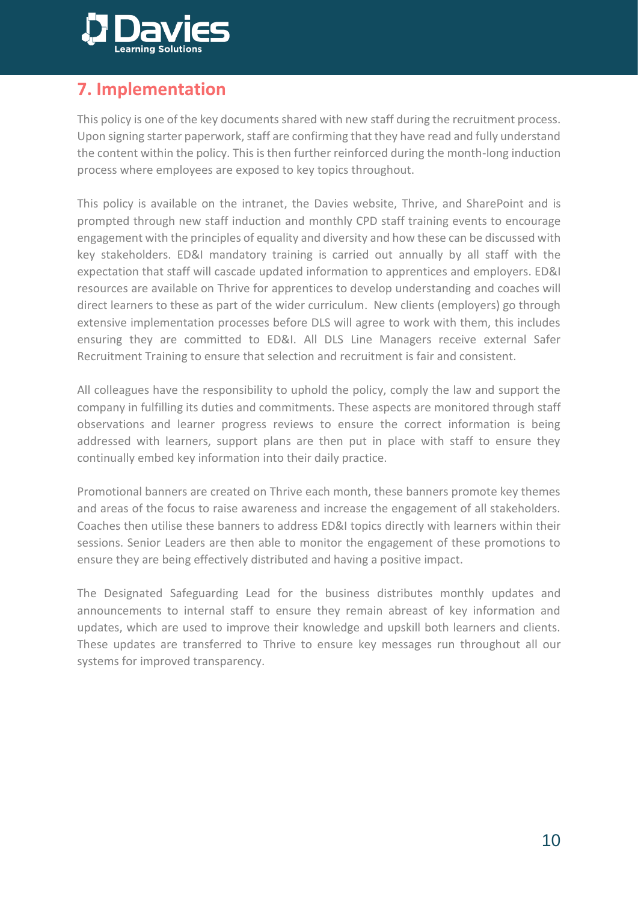## 7. Implementation

This policy is one of the key documents shared with new staff during the recruitment process. Upon signing starter paperwork, staff are confirming that they have read and fully understand the content within the policy. This is then further reinforced during the month-long induction process where employees are exposed to key topics throughout.

This policy is available on the intranet, the Davies website, Thrive, and SharePoint and is prompted through new staff induction and monthly CPD staff training events to encourage engagement with the principles of equality and diversity and how these can be discussed with key stakeholders. ED&I mandatory training is carried out annually by all staff with the expectation that staff will cascade updated information to apprentices and employers. ED&I resources are available on Thrive for apprentices to develop understanding and coaches will direct learners to these as part of the wider curriculum. New clients (employers) go through extensive implementation processes before DLS will agree to work with them, this includes ensuring they are committed to ED&I. All DLS Line Managers receive external Safer Recruitment Training to ensure that selection and recruitment is fair and consistent.

All colleagues have the responsibility to uphold the policy, comply the law and support the company in fulfilling its duties and commitments. These aspects are monitored through staff observations and learner progress reviews to ensure the correct information is being addressed with learners, support plans are then put in place with staff to ensure they continually embed key information into their daily practice.

Promotional banners are created on Thrive each month, these banners promote key themes and areas of the focus to raise awareness and increase the engagement of all stakeholders. Coaches then utilise these banners to address ED&I topics directly with learners within their sessions. Senior Leaders are then able to monitor the engagement of these promotions to ensure they are being effectively distributed and having a positive impact.

The Designated Safeguarding Lead for the business distributes monthly updates and announcements to internal staff to ensure they remain abreast of key information and updates, which are used to improve their knowledge and upskill both learners and clients. These updates are transferred to Thrive to ensure key messages run throughout all our systems for improved transparency.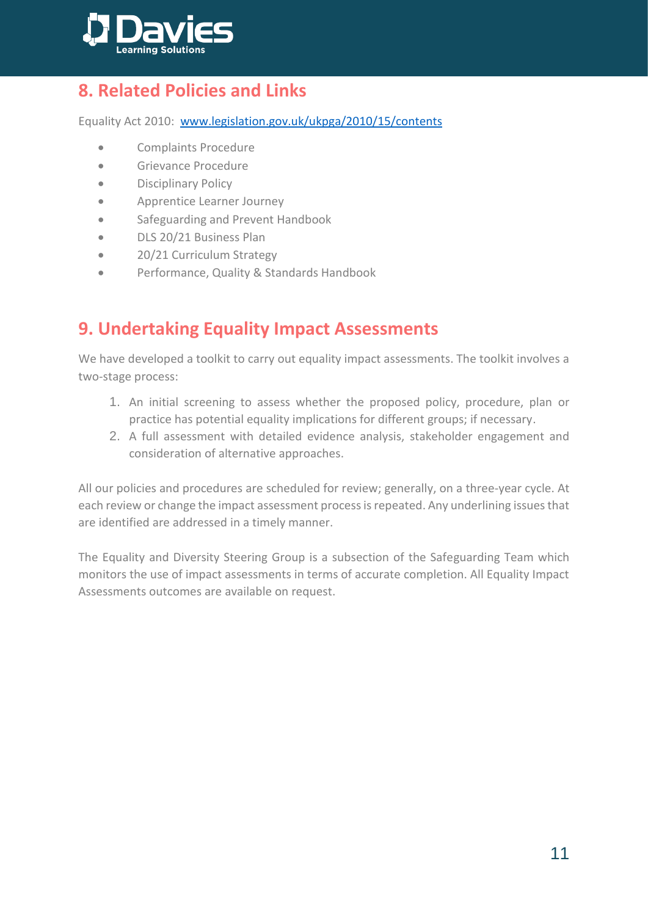## 8. Related Policies and Links

Equality Act 2010: [www.legislation.gov.uk/ukpga/2010/15/contents](http://www.legislation.gov.uk/ukpga/2010/15/contents)

- Complaints Procedure
- Grievance Procedure
- Disciplinary Policy
- Apprentice Learner Journey
- Safeguarding and Prevent Handbook
- DLS 20/21 Business Plan
- 20/21 Curriculum Strategy
- Performance, Quality & Standards Handbook

## 9. Undertaking Equality Impact Assessments

We have developed a toolkit to carry out equality impact assessments. The toolkit involves a two-stage process:

1. An initial screening to assess whether the proposed policy, procedure, plan or practice has potential equality implications for different groups; if necessary.
2. A full assessment with detailed evidence analysis, stakeholder engagement and consideration of alternative approaches.

All our policies and procedures are scheduled for review; generally, on a three-year cycle. At each review or change the impact assessment process is repeated. Any underlining issues that are identified are addressed in a timely manner.

The Equality and Diversity Steering Group is a subsection of the Safeguarding Team which monitors the use of impact assessments in terms of accurate completion. All Equality Impact Assessments outcomes are available on request.